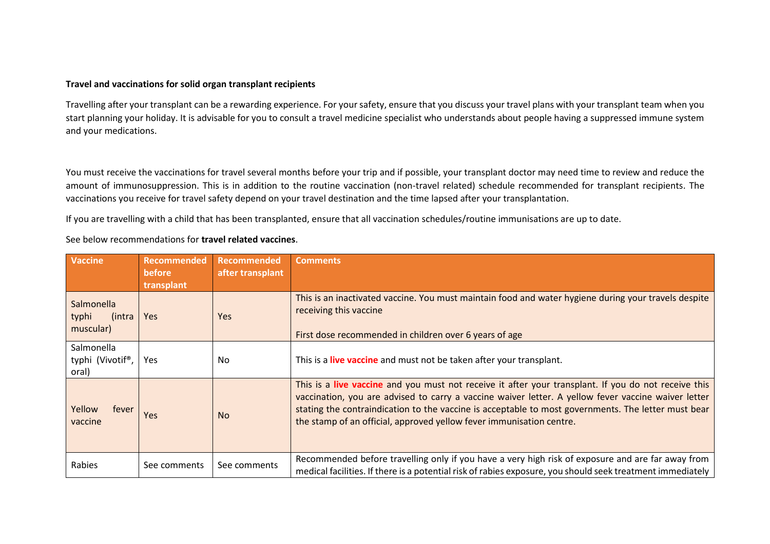**Travel and vaccinations for solid organ transplant recipients**

Travelling after your transplant can be a rewarding experience. For your safety, ensure that you discuss your travel plans with your transplant team when you start planning your holiday. It is advisable for you to consult a travel medicine specialist who understands about people having a suppressed immune system and your medications.

You must receive the vaccinations for travel several months before your trip and if possible, your transplant doctor may need time to review and reduce the amount of immunosuppression. This is in addition to the routine vaccination (non-travel related) schedule recommended for transplant recipients. The vaccinations you receive for travel safety depend on your travel destination and the time lapsed after your transplantation.

If you are travelling with a child that has been transplanted, ensure that all vaccination schedules/routine immunisations are up to date.

See below recommendations for **travel related vaccines**.

| Vaccine | Recommended before transplant | Recommended after transplant | Comments |
|---|---|---|---|
| Salmonella typhi (intra muscular) | Yes | Yes | This is an inactivated vaccine. You must maintain food and water hygiene during your travels despite receiving this vaccine<br><br>First dose recommended in children over 6 years of age |
| Salmonella typhi (Vivotif®, oral) | Yes | No | This is a **live vaccine** and must not be taken after your transplant. |
| Yellow fever vaccine | Yes | No | This is a **live vaccine** and you must not receive it after your transplant. If you do not receive this vaccination, you are advised to carry a vaccine waiver letter. A yellow fever vaccine waiver letter stating the contraindication to the vaccine is acceptable to most governments. The letter must bear the stamp of an official, approved yellow fever immunisation centre. |
| Rabies | See comments | See comments | Recommended before travelling only if you have a very high risk of exposure and are far away from medical facilities. If there is a potential risk of rabies exposure, you should seek treatment immediately |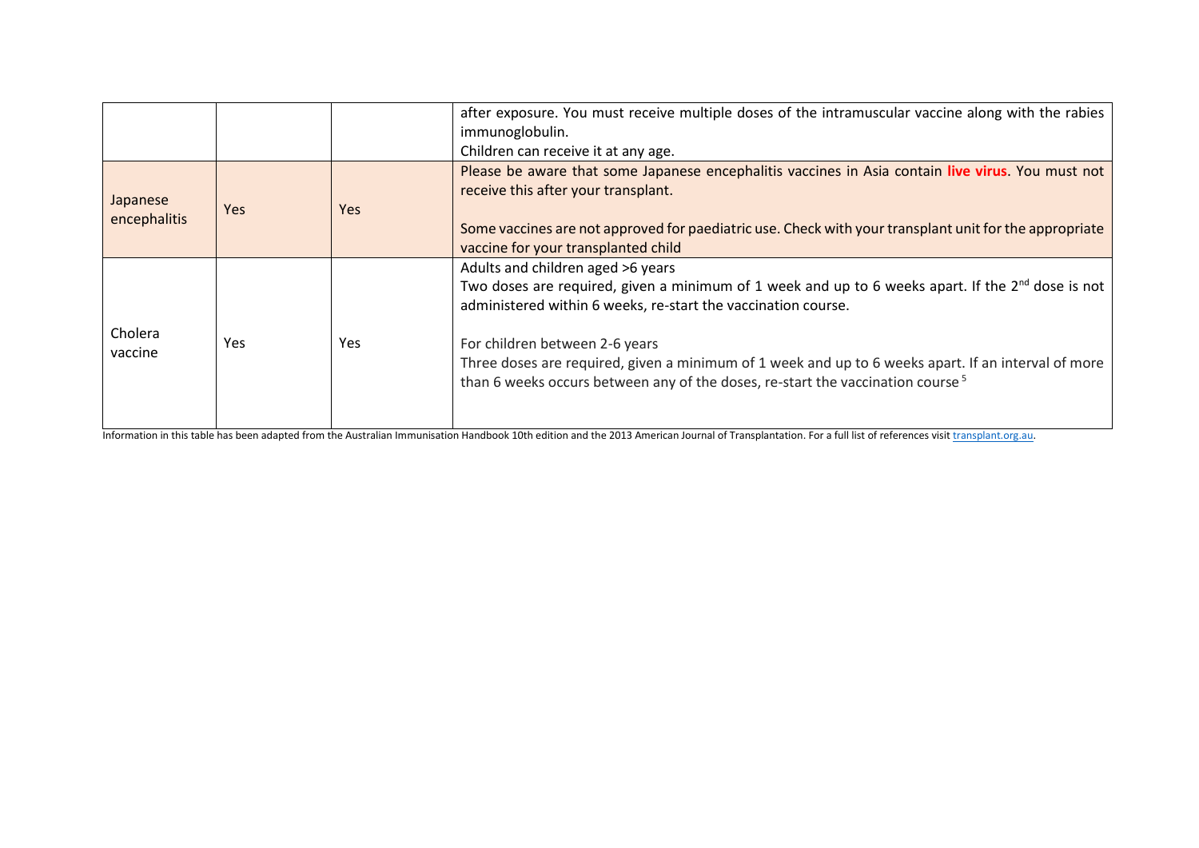| | | | |
|---|---|---|---|
| | | | after exposure. You must receive multiple doses of the intramuscular vaccine along with the rabies immunoglobulin.<br>Children can receive it at any age. |
| Japanese encephalitis | Yes | Yes | Please be aware that some Japanese encephalitis vaccines in Asia contain **live virus**. You must not receive this after your transplant.<br><br>Some vaccines are not approved for paediatric use. Check with your transplant unit for the appropriate vaccine for your transplanted child |
| Cholera vaccine | Yes | Yes | Adults and children aged >6 years<br>Two doses are required, given a minimum of 1 week and up to 6 weeks apart. If the 2nd dose is not administered within 6 weeks, re-start the vaccination course.<br><br>For children between 2-6 years<br>Three doses are required, given a minimum of 1 week and up to 6 weeks apart. If an interval of more than 6 weeks occurs between any of the doses, re-start the vaccination course [5] |

Information in this table has been adapted from the Australian Immunisation Handbook 10th edition and the 2013 American Journal of Transplantation. For a full list of references visit transplant.org.au.